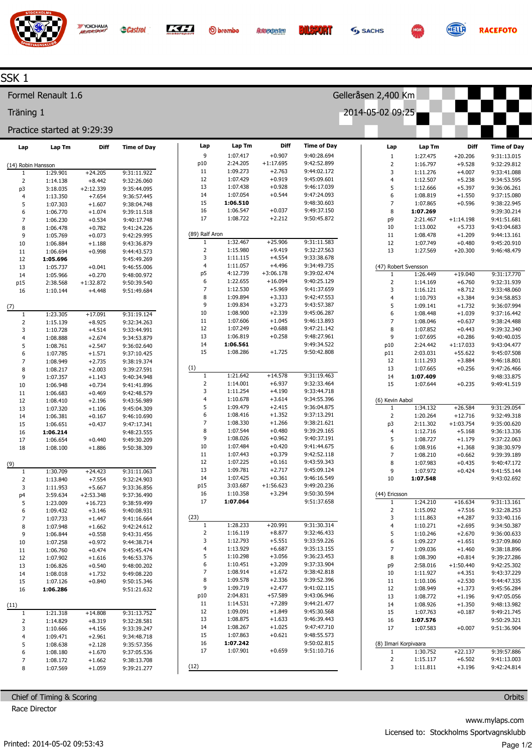# SSK 1

**Formel Renault 1.6** — Gelleråsen 2,400 Km

**Träning 1** — 2014-05-02 09:25

Practice started at 9:29:39

### (14) Robin Hansson

| Lap | Lap Tm | Diff | Time of Day |
|---|---|---|---|
| 1 | 1:29.901 | +24.205 | 9:31:11.922 |
| 2 | 1:14.138 | +8.442 | 9:32:26.060 |
| p3 | 3:18.035 | +2:12.339 | 9:35:44.095 |
| 4 | 1:13.350 | +7.654 | 9:36:57.445 |
| 5 | 1:07.303 | +1.607 | 9:38:04.748 |
| 6 | 1:06.770 | +1.074 | 9:39:11.518 |
| 7 | 1:06.230 | +0.534 | 9:40:17.748 |
| 8 | 1:06.478 | +0.782 | 9:41:24.226 |
| 9 | 1:05.769 | +0.073 | 9:42:29.995 |
| 10 | 1:06.884 | +1.188 | 9:43:36.879 |
| 11 | 1:06.694 | +0.998 | 9:44:43.573 |
| 12 | **1:05.696** | | 9:45:49.269 |
| 13 | 1:05.737 | +0.041 | 9:46:55.006 |
| 14 | 1:05.966 | +0.270 | 9:48:00.972 |
| p15 | 2:38.568 | +1:32.872 | 9:50:39.540 |
| 16 | 1:10.144 | +4.448 | 9:51:49.684 |

### (7)

| Lap | Lap Tm | Diff | Time of Day |
|---|---|---|---|
| 1 | 1:23.305 | +17.091 | 9:31:19.124 |
| 2 | 1:15.139 | +8.925 | 9:32:34.263 |
| 3 | 1:10.728 | +4.514 | 9:33:44.991 |
| 4 | 1:08.888 | +2.674 | 9:34:53.879 |
| 5 | 1:08.761 | +2.547 | 9:36:02.640 |
| 6 | 1:07.785 | +1.571 | 9:37:10.425 |
| 7 | 1:08.949 | +2.735 | 9:38:19.374 |
| 8 | 1:08.217 | +2.003 | 9:39:27.591 |
| 9 | 1:07.357 | +1.143 | 9:40:34.948 |
| 10 | 1:06.948 | +0.734 | 9:41:41.896 |
| 11 | 1:06.683 | +0.469 | 9:42:48.579 |
| 12 | 1:08.410 | +2.196 | 9:43:56.989 |
| 13 | 1:07.320 | +1.106 | 9:45:04.309 |
| 14 | 1:06.381 | +0.167 | 9:46:10.690 |
| 15 | 1:06.651 | +0.437 | 9:47:17.341 |
| 16 | **1:06.214** | | 9:48:23.555 |
| 17 | 1:06.654 | +0.440 | 9:49:30.209 |
| 18 | 1:08.100 | +1.886 | 9:50:38.309 |

### (9)

| Lap | Lap Tm | Diff | Time of Day |
|---|---|---|---|
| 1 | 1:30.709 | +24.423 | 9:31:11.063 |
| 2 | 1:13.840 | +7.554 | 9:32:24.903 |
| 3 | 1:11.953 | +5.667 | 9:33:36.856 |
| p4 | 3:59.634 | +2:53.348 | 9:37:36.490 |
| 5 | 1:23.009 | +16.723 | 9:38:59.499 |
| 6 | 1:09.432 | +3.146 | 9:40:08.931 |
| 7 | 1:07.733 | +1.447 | 9:41:16.664 |
| 8 | 1:07.948 | +1.662 | 9:42:24.612 |
| 9 | 1:06.844 | +0.558 | 9:43:31.456 |
| 10 | 1:07.258 | +0.972 | 9:44:38.714 |
| 11 | 1:06.760 | +0.474 | 9:45:45.474 |
| 12 | 1:07.902 | +1.616 | 9:46:53.376 |
| 13 | 1:06.826 | +0.540 | 9:48:00.202 |
| 14 | 1:08.018 | +1.732 | 9:49:08.220 |
| 15 | 1:07.126 | +0.840 | 9:50:15.346 |
| 16 | **1:06.286** | | 9:51:21.632 |

### (11)

| Lap | Lap Tm | Diff | Time of Day |
|---|---|---|---|
| 1 | 1:21.318 | +14.808 | 9:31:13.752 |
| 2 | 1:14.829 | +8.319 | 9:32:28.581 |
| 3 | 1:10.666 | +4.156 | 9:33:39.247 |
| 4 | 1:09.471 | +2.961 | 9:34:48.718 |
| 5 | 1:08.638 | +2.128 | 9:35:57.356 |
| 6 | 1:08.180 | +1.670 | 9:37:05.536 |
| 7 | 1:08.172 | +1.662 | 9:38:13.708 |
| 8 | 1:07.569 | +1.059 | 9:39:21.277 |
| 9 | 1:07.417 | +0.907 | 9:40:28.694 |
| p10 | 2:24.205 | +1:17.695 | 9:42:52.899 |
| 11 | 1:09.273 | +2.763 | 9:44:02.172 |
| 12 | 1:07.429 | +0.919 | 9:45:09.601 |
| 13 | 1:07.438 | +0.928 | 9:46:17.039 |
| 14 | 1:07.054 | +0.544 | 9:47:24.093 |
| 15 | **1:06.510** | | 9:48:30.603 |
| 16 | 1:06.547 | +0.037 | 9:49:37.150 |
| 17 | 1:08.722 | +2.212 | 9:50:45.872 |

### (89) Ralf Aron

| Lap | Lap Tm | Diff | Time of Day |
|---|---|---|---|
| 1 | 1:32.467 | +25.906 | 9:31:11.583 |
| 2 | 1:15.980 | +9.419 | 9:32:27.563 |
| 3 | 1:11.115 | +4.554 | 9:33:38.678 |
| 4 | 1:11.057 | +4.496 | 9:34:49.735 |
| p5 | 4:12.739 | +3:06.178 | 9:39:02.474 |
| 6 | 1:22.655 | +16.094 | 9:40:25.129 |
| 7 | 1:12.530 | +5.969 | 9:41:37.659 |
| 8 | 1:09.894 | +3.333 | 9:42:47.553 |
| 9 | 1:09.834 | +3.273 | 9:43:57.387 |
| 10 | 1:08.900 | +2.339 | 9:45:06.287 |
| 11 | 1:07.606 | +1.045 | 9:46:13.893 |
| 12 | 1:07.249 | +0.688 | 9:47:21.142 |
| 13 | 1:06.819 | +0.258 | 9:48:27.961 |
| 14 | **1:06.561** | | 9:49:34.522 |
| 15 | 1:08.286 | +1.725 | 9:50:42.808 |

### (1)

| Lap | Lap Tm | Diff | Time of Day |
|---|---|---|---|
| 1 | 1:21.642 | +14.578 | 9:31:19.463 |
| 2 | 1:14.001 | +6.937 | 9:32:33.464 |
| 3 | 1:11.254 | +4.190 | 9:33:44.718 |
| 4 | 1:10.678 | +3.614 | 9:34:55.396 |
| 5 | 1:09.479 | +2.415 | 9:36:04.875 |
| 6 | 1:08.416 | +1.352 | 9:37:13.291 |
| 7 | 1:08.330 | +1.266 | 9:38:21.621 |
| 8 | 1:07.544 | +0.480 | 9:39:29.165 |
| 9 | 1:08.026 | +0.962 | 9:40:37.191 |
| 10 | 1:07.484 | +0.420 | 9:41:44.675 |
| 11 | 1:07.443 | +0.379 | 9:42:52.118 |
| 12 | 1:07.225 | +0.161 | 9:43:59.343 |
| 13 | 1:09.781 | +2.717 | 9:45:09.124 |
| 14 | 1:07.425 | +0.361 | 9:46:16.549 |
| p15 | 3:03.687 | +1:56.623 | 9:49:20.236 |
| 16 | 1:10.358 | +3.294 | 9:50:30.594 |
| 17 | **1:07.064** | | 9:51:37.658 |

### (23)

| Lap | Lap Tm | Diff | Time of Day |
|---|---|---|---|
| 1 | 1:28.233 | +20.991 | 9:31:30.314 |
| 2 | 1:16.119 | +8.877 | 9:32:46.433 |
| 3 | 1:12.793 | +5.551 | 9:33:59.226 |
| 4 | 1:13.929 | +6.687 | 9:35:13.155 |
| 5 | 1:10.298 | +3.056 | 9:36:23.453 |
| 6 | 1:10.451 | +3.209 | 9:37:33.904 |
| 7 | 1:08.914 | +1.672 | 9:38:42.818 |
| 8 | 1:09.578 | +2.336 | 9:39:52.396 |
| 9 | 1:09.719 | +2.477 | 9:41:02.115 |
| p10 | 2:04.831 | +57.589 | 9:43:06.946 |
| 11 | 1:14.531 | +7.289 | 9:44:21.477 |
| 12 | 1:09.091 | +1.849 | 9:45:30.568 |
| 13 | 1:08.875 | +1.633 | 9:46:39.443 |
| 14 | 1:08.267 | +1.025 | 9:47:47.710 |
| 15 | 1:07.863 | +0.621 | 9:48:55.573 |
| 16 | **1:07.242** | | 9:50:02.815 |
| 17 | 1:07.901 | +0.659 | 9:51:10.716 |

### (12)

| Lap | Lap Tm | Diff | Time of Day |
|---|---|---|---|
| 1 | 1:27.475 | +20.206 | 9:31:13.015 |
| 2 | 1:16.797 | +9.528 | 9:32:29.812 |
| 3 | 1:11.276 | +4.007 | 9:33:41.088 |
| 4 | 1:12.507 | +5.238 | 9:34:53.595 |
| 5 | 1:12.666 | +5.397 | 9:36:06.261 |
| 6 | 1:08.819 | +1.550 | 9:37:15.080 |
| 7 | 1:07.865 | +0.596 | 9:38:22.945 |
| 8 | **1:07.269** | | 9:39:30.214 |
| p9 | 2:21.467 | +1:14.198 | 9:41:51.681 |
| 10 | 1:13.002 | +5.733 | 9:43:04.683 |
| 11 | 1:08.478 | +1.209 | 9:44:13.161 |
| 12 | 1:07.749 | +0.480 | 9:45:20.910 |
| 13 | 1:27.569 | +20.300 | 9:46:48.479 |

### (47) Robert Svensson

| Lap | Lap Tm | Diff | Time of Day |
|---|---|---|---|
| 1 | 1:26.449 | +19.040 | 9:31:17.770 |
| 2 | 1:14.169 | +6.760 | 9:32:31.939 |
| 3 | 1:16.121 | +8.712 | 9:33:48.060 |
| 4 | 1:10.793 | +3.384 | 9:34:58.853 |
| 5 | 1:09.141 | +1.732 | 9:36:07.994 |
| 6 | 1:08.448 | +1.039 | 9:37:16.442 |
| 7 | 1:08.046 | +0.637 | 9:38:24.488 |
| 8 | 1:07.852 | +0.443 | 9:39:32.340 |
| 9 | 1:07.695 | +0.286 | 9:40:40.035 |
| p10 | 2:24.442 | +1:17.033 | 9:43:04.477 |
| p11 | 2:03.031 | +55.622 | 9:45:07.508 |
| 12 | 1:11.293 | +3.884 | 9:46:18.801 |
| 13 | 1:07.665 | +0.256 | 9:47:26.466 |
| 14 | **1:07.409** | | 9:48:33.875 |
| 15 | 1:07.644 | +0.235 | 9:49:41.519 |

### (6) Kevin Aabol

| Lap | Lap Tm | Diff | Time of Day |
|---|---|---|---|
| 1 | 1:34.132 | +26.584 | 9:31:29.054 |
| 2 | 1:20.264 | +12.716 | 9:32:49.318 |
| p3 | 2:11.302 | +1:03.754 | 9:35:00.620 |
| 4 | 1:12.716 | +5.168 | 9:36:13.336 |
| 5 | 1:08.727 | +1.179 | 9:37:22.063 |
| 6 | 1:08.916 | +1.368 | 9:38:30.979 |
| 7 | 1:08.210 | +0.662 | 9:39:39.189 |
| 8 | 1:07.983 | +0.435 | 9:40:47.172 |
| 9 | 1:07.972 | +0.424 | 9:41:55.144 |
| 10 | **1:07.548** | | 9:43:02.692 |

### (44) Ericsson

| Lap | Lap Tm | Diff | Time of Day |
|---|---|---|---|
| 1 | 1:24.210 | +16.634 | 9:31:13.161 |
| 2 | 1:15.092 | +7.516 | 9:32:28.253 |
| 3 | 1:11.863 | +4.287 | 9:33:40.116 |
| 4 | 1:10.271 | +2.695 | 9:34:50.387 |
| 5 | 1:10.246 | +2.670 | 9:36:00.633 |
| 6 | 1:09.227 | +1.651 | 9:37:09.860 |
| 7 | 1:09.036 | +1.460 | 9:38:18.896 |
| 8 | 1:08.390 | +0.814 | 9:39:27.286 |
| p9 | 2:58.016 | +1:50.440 | 9:42:25.302 |
| 10 | 1:11.927 | +4.351 | 9:43:37.229 |
| 11 | 1:10.106 | +2.530 | 9:44:47.335 |
| 12 | 1:08.949 | +1.373 | 9:45:56.284 |
| 13 | 1:08.772 | +1.196 | 9:47:05.056 |
| 14 | 1:08.926 | +1.350 | 9:48:13.982 |
| 15 | 1:07.763 | +0.187 | 9:49:21.745 |
| 16 | **1:07.576** | | 9:50:29.321 |
| 17 | 1:07.583 | +0.007 | 9:51:36.904 |

### (8) Ilmari Korpivaara

| Lap | Lap Tm | Diff | Time of Day |
|---|---|---|---|
| 1 | 1:30.752 | +22.137 | 9:39:57.886 |
| 2 | 1:15.117 | +6.502 | 9:41:13.003 |
| 3 | 1:11.811 | +3.196 | 9:42:24.814 |

Chief of Timing & Scoring — Orbits

Race Director

www.mylaps.com

Licensed to: Stockholms Sportvagnsklubb

Printed: 2014-05-02 09:53:43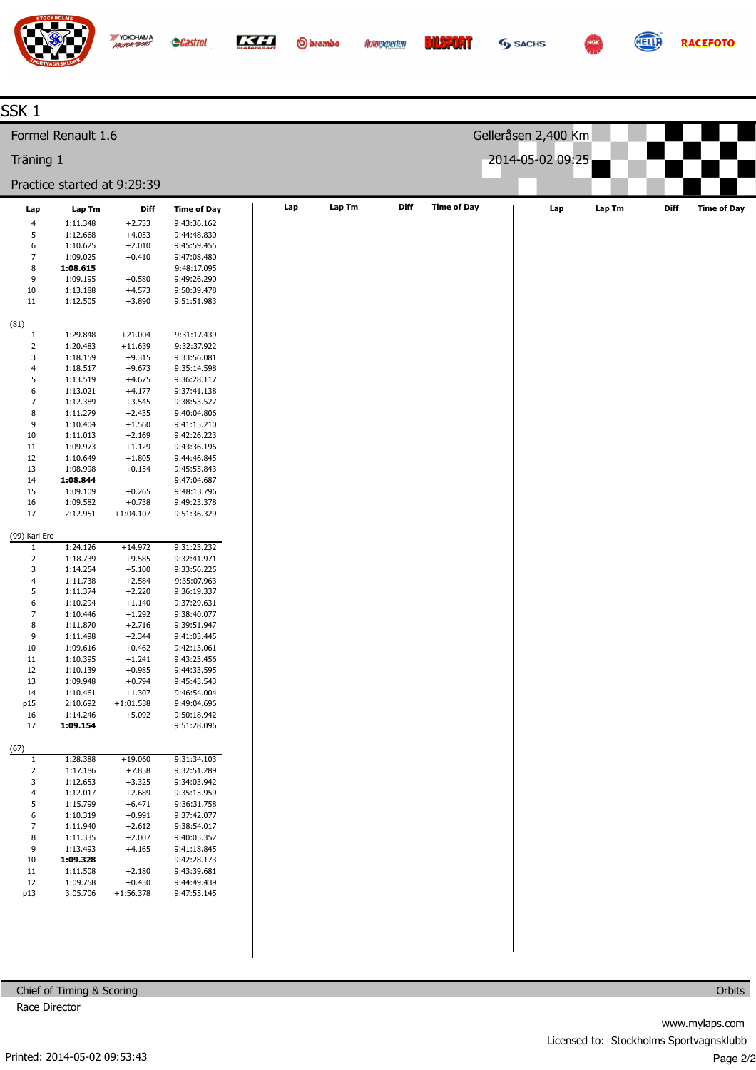# SSK 1

Formel Renault 1.6

Träning 1

Practice started at 9:29:39

Gelleråsen 2,400 Km

2014-05-02 09:25

| Lap | Lap Tm | Diff | Time of Day |
|---|---|---|---|
| 4 | 1:11.348 | +2.733 | 9:43:36.162 |
| 5 | 1:12.668 | +4.053 | 9:44:48.830 |
| 6 | 1:10.625 | +2.010 | 9:45:59.455 |
| 7 | 1:09.025 | +0.410 | 9:47:08.480 |
| 8 | **1:08.615** | | 9:48:17.095 |
| 9 | 1:09.195 | +0.580 | 9:49:26.290 |
| 10 | 1:13.188 | +4.573 | 9:50:39.478 |
| 11 | 1:12.505 | +3.890 | 9:51:51.983 |

(81)

| Lap | Lap Tm | Diff | Time of Day |
|---|---|---|---|
| 1 | 1:29.848 | +21.004 | 9:31:17.439 |
| 2 | 1:20.483 | +11.639 | 9:32:37.922 |
| 3 | 1:18.159 | +9.315 | 9:33:56.081 |
| 4 | 1:18.517 | +9.673 | 9:35:14.598 |
| 5 | 1:13.519 | +4.675 | 9:36:28.117 |
| 6 | 1:13.021 | +4.177 | 9:37:41.138 |
| 7 | 1:12.389 | +3.545 | 9:38:53.527 |
| 8 | 1:11.279 | +2.435 | 9:40:04.806 |
| 9 | 1:10.404 | +1.560 | 9:41:15.210 |
| 10 | 1:11.013 | +2.169 | 9:42:26.223 |
| 11 | 1:09.973 | +1.129 | 9:43:36.196 |
| 12 | 1:10.649 | +1.805 | 9:44:46.845 |
| 13 | 1:08.998 | +0.154 | 9:45:55.843 |
| 14 | **1:08.844** | | 9:47:04.687 |
| 15 | 1:09.109 | +0.265 | 9:48:13.796 |
| 16 | 1:09.582 | +0.738 | 9:49:23.378 |
| 17 | 2:12.951 | +1:04.107 | 9:51:36.329 |

(99) Karl Ero

| Lap | Lap Tm | Diff | Time of Day |
|---|---|---|---|
| 1 | 1:24.126 | +14.972 | 9:31:23.232 |
| 2 | 1:18.739 | +9.585 | 9:32:41.971 |
| 3 | 1:14.254 | +5.100 | 9:33:56.225 |
| 4 | 1:11.738 | +2.584 | 9:35:07.963 |
| 5 | 1:11.374 | +2.220 | 9:36:19.337 |
| 6 | 1:10.294 | +1.140 | 9:37:29.631 |
| 7 | 1:10.446 | +1.292 | 9:38:40.077 |
| 8 | 1:11.870 | +2.716 | 9:39:51.947 |
| 9 | 1:11.498 | +2.344 | 9:41:03.445 |
| 10 | 1:09.616 | +0.462 | 9:42:13.061 |
| 11 | 1:10.395 | +1.241 | 9:43:23.456 |
| 12 | 1:10.139 | +0.985 | 9:44:33.595 |
| 13 | 1:09.948 | +0.794 | 9:45:43.543 |
| 14 | 1:10.461 | +1.307 | 9:46:54.004 |
| p15 | 2:10.692 | +1:01.538 | 9:49:04.696 |
| 16 | 1:14.246 | +5.092 | 9:50:18.942 |
| 17 | **1:09.154** | | 9:51:28.096 |

(67)

| Lap | Lap Tm | Diff | Time of Day |
|---|---|---|---|
| 1 | 1:28.388 | +19.060 | 9:31:34.103 |
| 2 | 1:17.186 | +7.858 | 9:32:51.289 |
| 3 | 1:12.653 | +3.325 | 9:34:03.942 |
| 4 | 1:12.017 | +2.689 | 9:35:15.959 |
| 5 | 1:15.799 | +6.471 | 9:36:31.758 |
| 6 | 1:10.319 | +0.991 | 9:37:42.077 |
| 7 | 1:11.940 | +2.612 | 9:38:54.017 |
| 8 | 1:11.335 | +2.007 | 9:40:05.352 |
| 9 | 1:13.493 | +4.165 | 9:41:18.845 |
| 10 | **1:09.328** | | 9:42:28.173 |
| 11 | 1:11.508 | +2.180 | 9:43:39.681 |
| 12 | 1:09.758 | +0.430 | 9:44:49.439 |
| p13 | 3:05.706 | +1:56.378 | 9:47:55.145 |

Chief of Timing & Scoring — Orbits

Race Director

www.mylaps.com

Licensed to: Stockholms Sportvagnsklubb

Printed: 2014-05-02 09:53:43